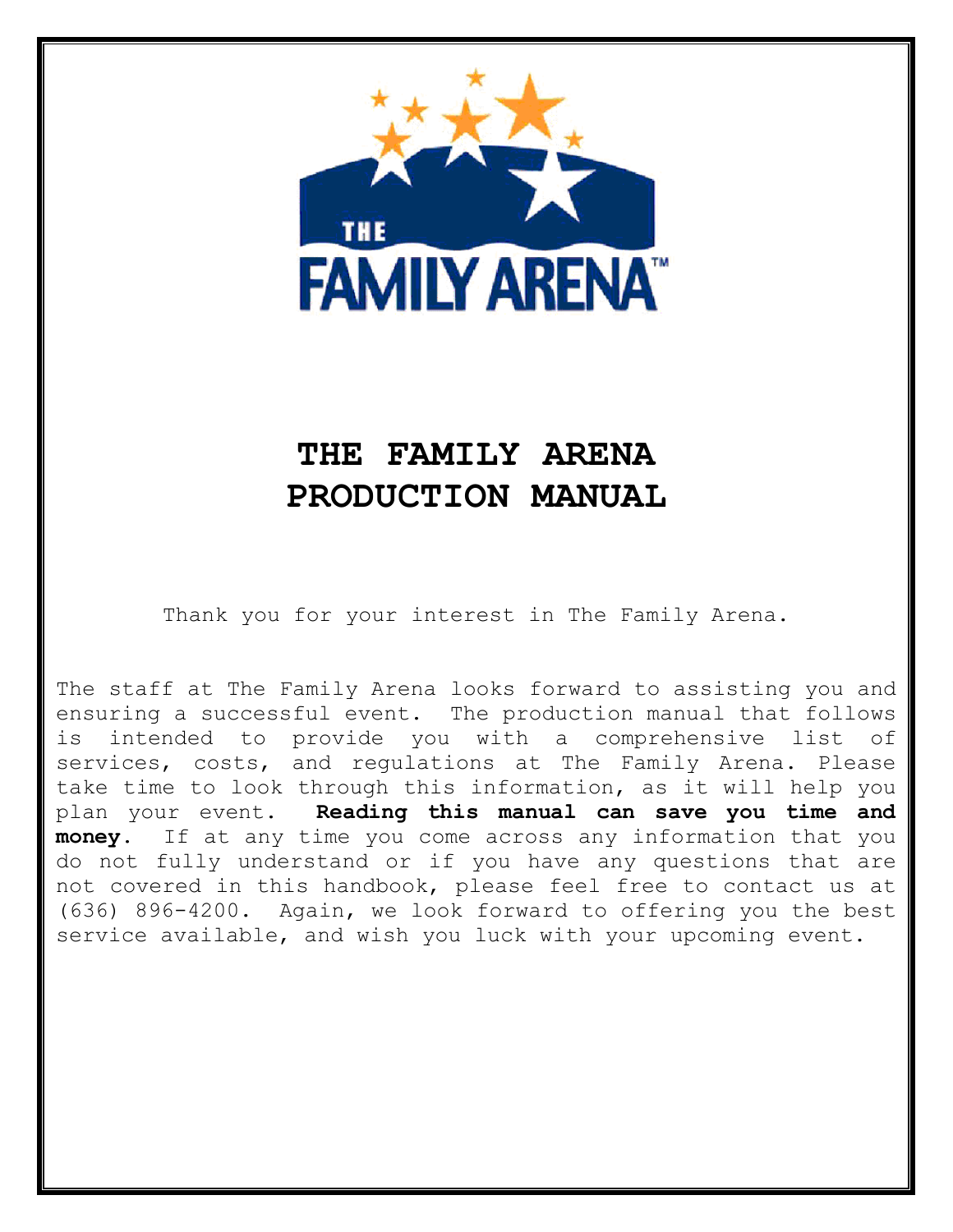# THE FAMILY ARENA PRODUCTION MANUAL

Thank you for your interest in The Family Arena.

The staff at The Family Arena looks forward to assisting you and ensuring a successful event. The production manual that follows is intended to provide you with a comprehensive list of services, costs, and regulations at The Family Arena. Please take time to look through this information, as it will help you plan your event. **Reading this manual can save you time and money.** If at any time you come across any information that you do not fully understand or if you have any questions that are not covered in this handbook, please feel free to contact us at (636) 896-4200. Again, we look forward to offering you the best service available, and wish you luck with your upcoming event.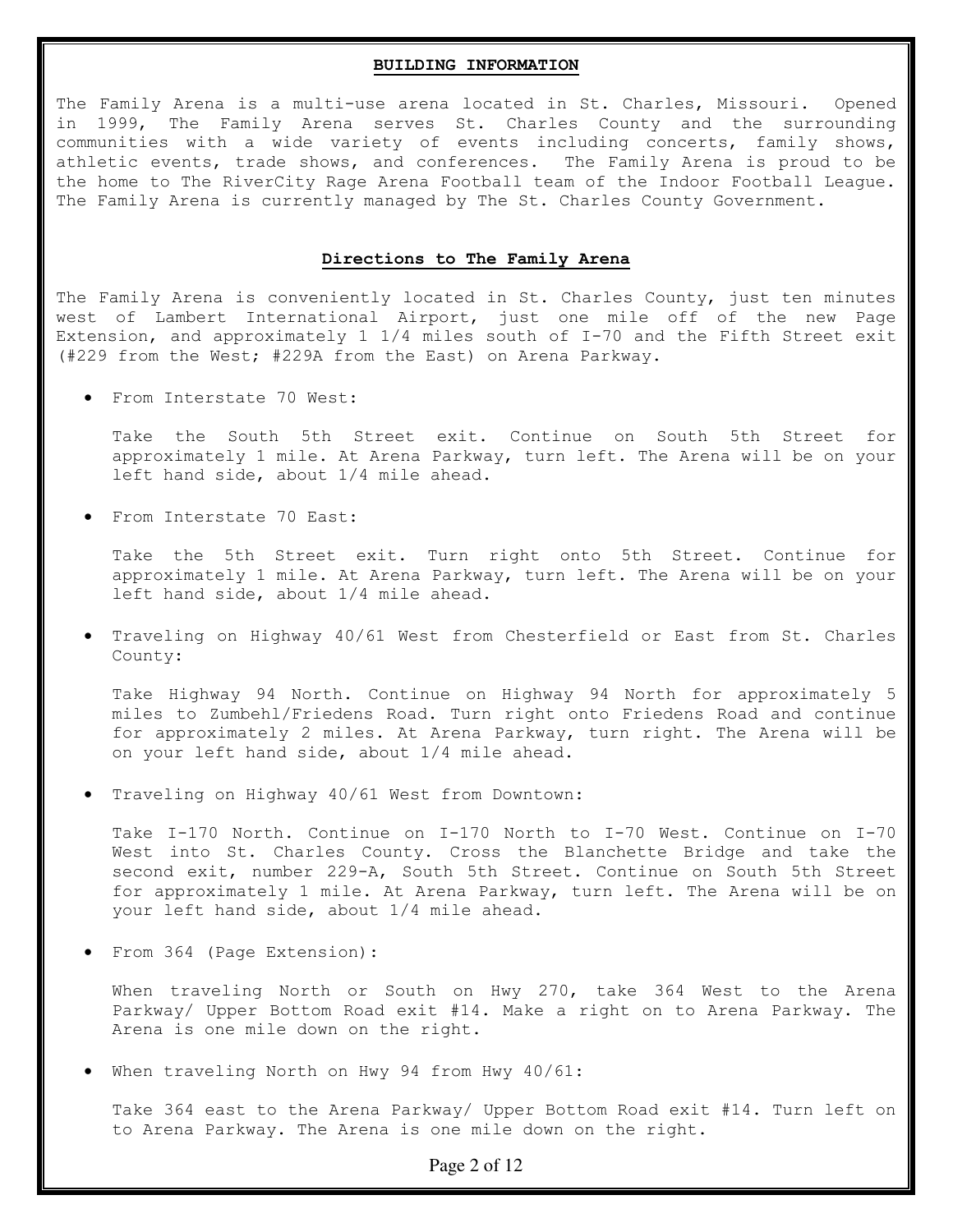## BUILDING INFORMATION

The Family Arena is a multi-use arena located in St. Charles, Missouri. Opened in 1999, The Family Arena serves St. Charles County and the surrounding communities with a wide variety of events including concerts, family shows, athletic events, trade shows, and conferences. The Family Arena is proud to be the home to The RiverCity Rage Arena Football team of the Indoor Football League. The Family Arena is currently managed by The St. Charles County Government.

## Directions to The Family Arena

The Family Arena is conveniently located in St. Charles County, just ten minutes west of Lambert International Airport, just one mile off of the new Page Extension, and approximately 1 1/4 miles south of I-70 and the Fifth Street exit (#229 from the West; #229A from the East) on Arena Parkway.

- From Interstate 70 West:

  Take the South 5th Street exit. Continue on South 5th Street for approximately 1 mile. At Arena Parkway, turn left. The Arena will be on your left hand side, about 1/4 mile ahead.

- From Interstate 70 East:

  Take the 5th Street exit. Turn right onto 5th Street. Continue for approximately 1 mile. At Arena Parkway, turn left. The Arena will be on your left hand side, about 1/4 mile ahead.

- Traveling on Highway 40/61 West from Chesterfield or East from St. Charles County:

  Take Highway 94 North. Continue on Highway 94 North for approximately 5 miles to Zumbehl/Friedens Road. Turn right onto Friedens Road and continue for approximately 2 miles. At Arena Parkway, turn right. The Arena will be on your left hand side, about 1/4 mile ahead.

- Traveling on Highway 40/61 West from Downtown:

  Take I-170 North. Continue on I-170 North to I-70 West. Continue on I-70 West into St. Charles County. Cross the Blanchette Bridge and take the second exit, number 229-A, South 5th Street. Continue on South 5th Street for approximately 1 mile. At Arena Parkway, turn left. The Arena will be on your left hand side, about 1/4 mile ahead.

- From 364 (Page Extension):

  When traveling North or South on Hwy 270, take 364 West to the Arena Parkway/ Upper Bottom Road exit #14. Make a right on to Arena Parkway. The Arena is one mile down on the right.

- When traveling North on Hwy 94 from Hwy 40/61:

  Take 364 east to the Arena Parkway/ Upper Bottom Road exit #14. Turn left on to Arena Parkway. The Arena is one mile down on the right.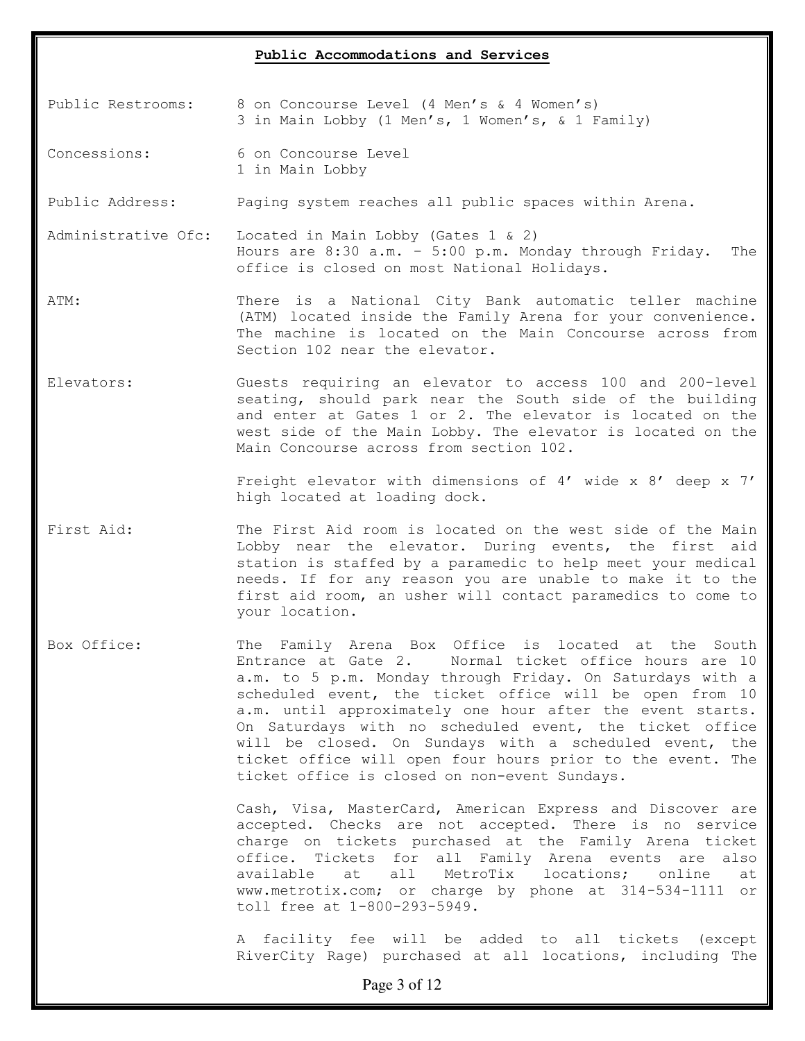## Public Accommodations and Services

| | |
|---|---|
| Public Restrooms: | 8 on Concourse Level (4 Men's & 4 Women's)<br>3 in Main Lobby (1 Men's, 1 Women's, & 1 Family) |
| Concessions: | 6 on Concourse Level<br>1 in Main Lobby |
| Public Address: | Paging system reaches all public spaces within Arena. |
| Administrative Ofc: | Located in Main Lobby (Gates 1 & 2)<br>Hours are 8:30 a.m. – 5:00 p.m. Monday through Friday. The office is closed on most National Holidays. |
| ATM: | There is a National City Bank automatic teller machine (ATM) located inside the Family Arena for your convenience. The machine is located on the Main Concourse across from Section 102 near the elevator. |
| Elevators: | Guests requiring an elevator to access 100 and 200-level seating, should park near the South side of the building and enter at Gates 1 or 2. The elevator is located on the west side of the Main Lobby. The elevator is located on the Main Concourse across from section 102.<br><br>Freight elevator with dimensions of 4' wide x 8' deep x 7' high located at loading dock. |
| First Aid: | The First Aid room is located on the west side of the Main Lobby near the elevator. During events, the first aid station is staffed by a paramedic to help meet your medical needs. If for any reason you are unable to make it to the first aid room, an usher will contact paramedics to come to your location. |
| Box Office: | The Family Arena Box Office is located at the South Entrance at Gate 2. Normal ticket office hours are 10 a.m. to 5 p.m. Monday through Friday. On Saturdays with a scheduled event, the ticket office will be open from 10 a.m. until approximately one hour after the event starts. On Saturdays with no scheduled event, the ticket office will be closed. On Sundays with a scheduled event, the ticket office will open four hours prior to the event. The ticket office is closed on non-event Sundays.<br><br>Cash, Visa, MasterCard, American Express and Discover are accepted. Checks are not accepted. There is no service charge on tickets purchased at the Family Arena ticket office. Tickets for all Family Arena events are also available at all MetroTix locations; online at www.metrotix.com; or charge by phone at 314-534-1111 or toll free at 1-800-293-5949.<br><br>A facility fee will be added to all tickets (except RiverCity Rage) purchased at all locations, including The |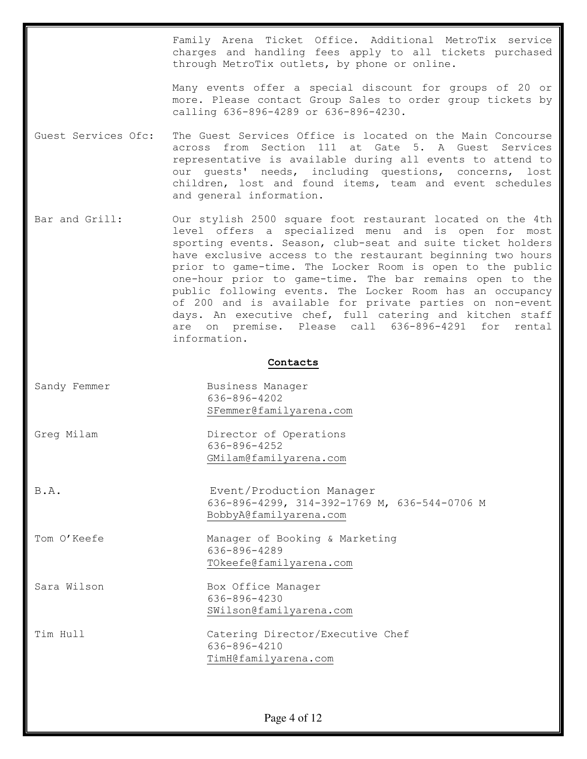Family Arena Ticket Office. Additional MetroTix service charges and handling fees apply to all tickets purchased through MetroTix outlets, by phone or online.

Many events offer a special discount for groups of 20 or more. Please contact Group Sales to order group tickets by calling 636-896-4289 or 636-896-4230.

Guest Services Ofc: The Guest Services Office is located on the Main Concourse across from Section 111 at Gate 5. A Guest Services representative is available during all events to attend to our guests' needs, including questions, concerns, lost children, lost and found items, team and event schedules and general information.

Bar and Grill: Our stylish 2500 square foot restaurant located on the 4th level offers a specialized menu and is open for most sporting events. Season, club-seat and suite ticket holders have exclusive access to the restaurant beginning two hours prior to game-time. The Locker Room is open to the public one-hour prior to game-time. The bar remains open to the public following events. The Locker Room has an occupancy of 200 and is available for private parties on non-event days. An executive chef, full catering and kitchen staff are on premise. Please call 636-896-4291 for rental information.

## Contacts

Sandy Femmer
Business Manager
636-896-4202
SFemmer@familyarena.com

Greg Milam
Director of Operations
636-896-4252
GMilam@familyarena.com

B.A.
Event/Production Manager
636-896-4299, 314-392-1769 M, 636-544-0706 M
BobbyA@familyarena.com

Tom O'Keefe
Manager of Booking & Marketing
636-896-4289
TOkeefe@familyarena.com

Sara Wilson
Box Office Manager
636-896-4230
SWilson@familyarena.com

Tim Hull
Catering Director/Executive Chef
636-896-4210
TimH@familyarena.com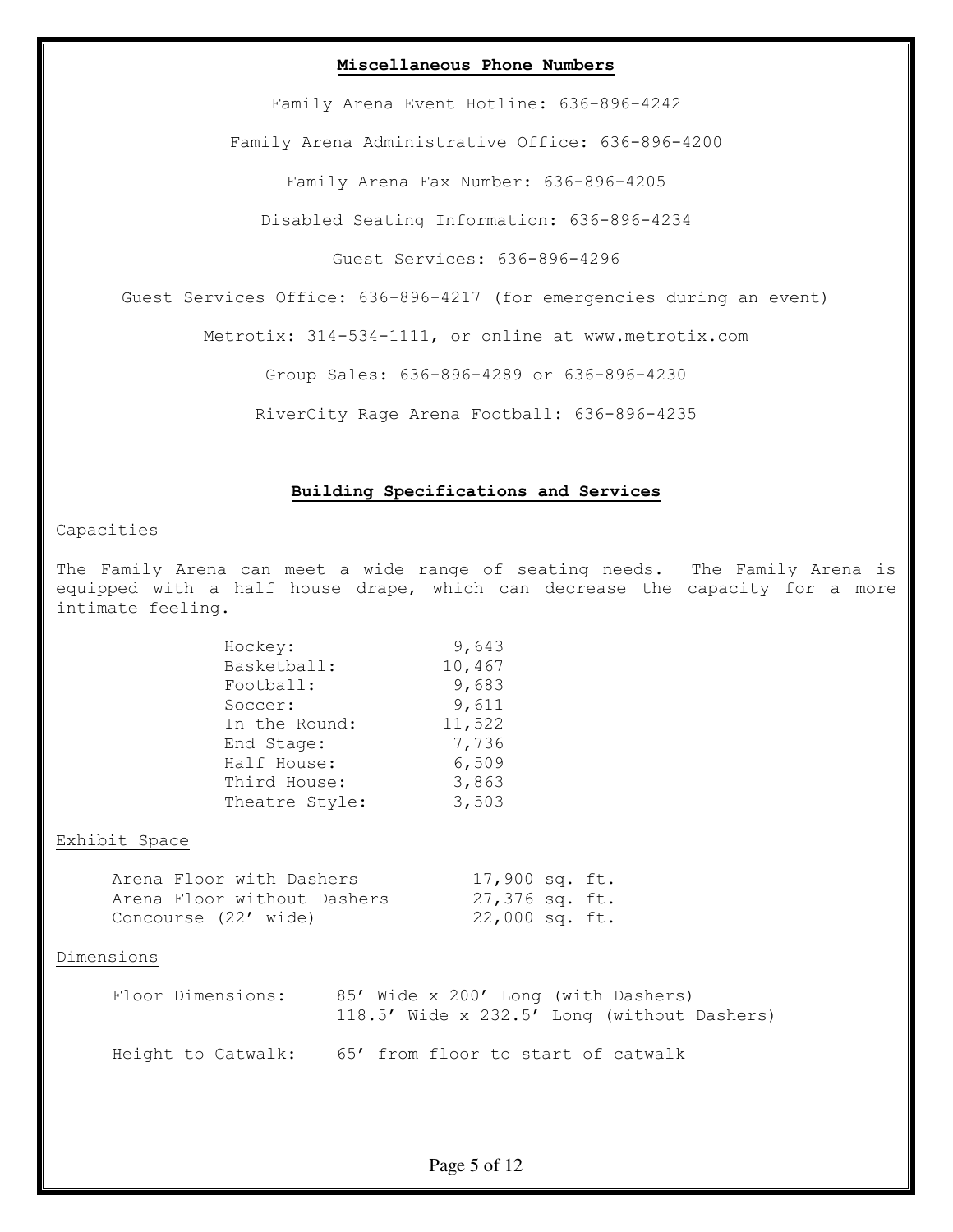## Miscellaneous Phone Numbers

Family Arena Event Hotline: 636-896-4242

Family Arena Administrative Office: 636-896-4200

Family Arena Fax Number: 636-896-4205

Disabled Seating Information: 636-896-4234

Guest Services: 636-896-4296

Guest Services Office: 636-896-4217 (for emergencies during an event)

Metrotix: 314-534-1111, or online at www.metrotix.com

Group Sales: 636-896-4289 or 636-896-4230

RiverCity Rage Arena Football: 636-896-4235

## Building Specifications and Services

### Capacities

The Family Arena can meet a wide range of seating needs. The Family Arena is equipped with a half house drape, which can decrease the capacity for a more intimate feeling.

| | |
|---|---|
| Hockey: | 9,643 |
| Basketball: | 10,467 |
| Football: | 9,683 |
| Soccer: | 9,611 |
| In the Round: | 11,522 |
| End Stage: | 7,736 |
| Half House: | 6,509 |
| Third House: | 3,863 |
| Theatre Style: | 3,503 |

### Exhibit Space

| | |
|---|---|
| Arena Floor with Dashers | 17,900 sq. ft. |
| Arena Floor without Dashers | 27,376 sq. ft. |
| Concourse (22' wide) | 22,000 sq. ft. |

### Dimensions

| | |
|---|---|
| Floor Dimensions: | 85' Wide x 200' Long (with Dashers)<br>118.5' Wide x 232.5' Long (without Dashers) |
| Height to Catwalk: | 65' from floor to start of catwalk |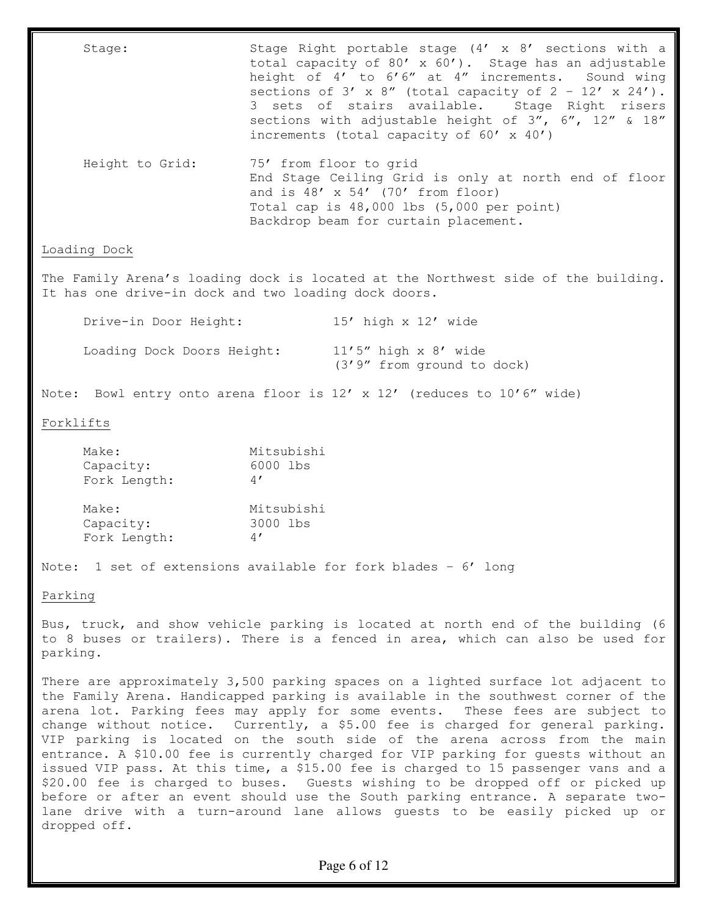**Stage:** Stage Right portable stage (4' x 8' sections with a total capacity of 80' x 60'). Stage has an adjustable height of 4' to 6'6" at 4" increments. Sound wing sections of 3' x 8" (total capacity of 2 – 12' x 24'). 3 sets of stairs available. Stage Right risers sections with adjustable height of 3", 6", 12" & 18" increments (total capacity of 60' x 40')

**Height to Grid:** 75' from floor to grid
End Stage Ceiling Grid is only at north end of floor and is 48' x 54' (70' from floor)
Total cap is 48,000 lbs (5,000 per point)
Backdrop beam for curtain placement.

## Loading Dock

The Family Arena's loading dock is located at the Northwest side of the building. It has one drive-in dock and two loading dock doors.

Drive-in Door Height: 15' high x 12' wide

Loading Dock Doors Height: 11'5" high x 8' wide
(3'9" from ground to dock)

Note: Bowl entry onto arena floor is 12' x 12' (reduces to 10'6" wide)

## Forklifts

Make: Mitsubishi
Capacity: 6000 lbs
Fork Length: 4'

Make: Mitsubishi
Capacity: 3000 lbs
Fork Length: 4'

Note: 1 set of extensions available for fork blades – 6' long

## Parking

Bus, truck, and show vehicle parking is located at north end of the building (6 to 8 buses or trailers). There is a fenced in area, which can also be used for parking.

There are approximately 3,500 parking spaces on a lighted surface lot adjacent to the Family Arena. Handicapped parking is available in the southwest corner of the arena lot. Parking fees may apply for some events. These fees are subject to change without notice. Currently, a $5.00 fee is charged for general parking. VIP parking is located on the south side of the arena across from the main entrance. A $10.00 fee is currently charged for VIP parking for guests without an issued VIP pass. At this time, a $15.00 fee is charged to 15 passenger vans and a $20.00 fee is charged to buses. Guests wishing to be dropped off or picked up before or after an event should use the South parking entrance. A separate two-lane drive with a turn-around lane allows guests to be easily picked up or dropped off.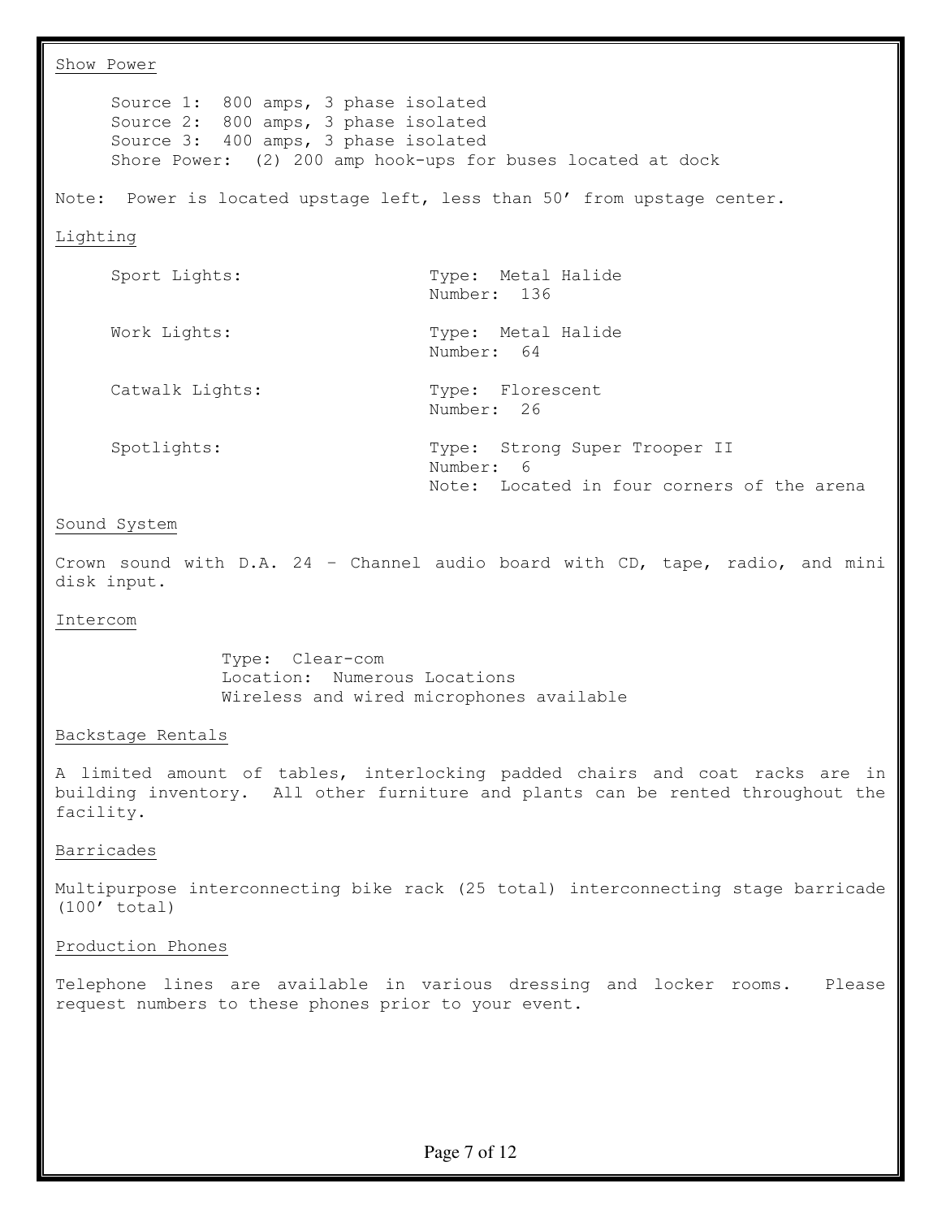## Show Power

Source 1: 800 amps, 3 phase isolated
Source 2: 800 amps, 3 phase isolated
Source 3: 400 amps, 3 phase isolated
Shore Power: (2) 200 amp hook-ups for buses located at dock

Note: Power is located upstage left, less than 50' from upstage center.

## Lighting

| | |
|---|---|
| Sport Lights: | Type: Metal Halide<br>Number: 136 |
| Work Lights: | Type: Metal Halide<br>Number: 64 |
| Catwalk Lights: | Type: Florescent<br>Number: 26 |
| Spotlights: | Type: Strong Super Trooper II<br>Number: 6<br>Note: Located in four corners of the arena |

## Sound System

Crown sound with D.A. 24 – Channel audio board with CD, tape, radio, and mini disk input.

## Intercom

Type: Clear-com
Location: Numerous Locations
Wireless and wired microphones available

## Backstage Rentals

A limited amount of tables, interlocking padded chairs and coat racks are in building inventory. All other furniture and plants can be rented throughout the facility.

## Barricades

Multipurpose interconnecting bike rack (25 total) interconnecting stage barricade (100' total)

## Production Phones

Telephone lines are available in various dressing and locker rooms. Please request numbers to these phones prior to your event.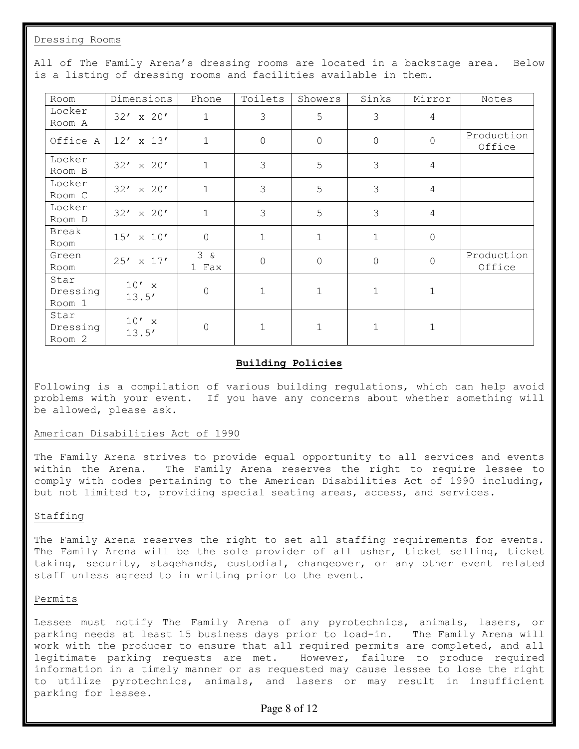Dressing Rooms

All of The Family Arena's dressing rooms are located in a backstage area. Below is a listing of dressing rooms and facilities available in them.

| Room | Dimensions | Phone | Toilets | Showers | Sinks | Mirror | Notes |
|---|---|---|---|---|---|---|---|
| Locker Room A | 32' x 20' | 1 | 3 | 5 | 3 | 4 | |
| Office A | 12' x 13' | 1 | 0 | 0 | 0 | 0 | Production Office |
| Locker Room B | 32' x 20' | 1 | 3 | 5 | 3 | 4 | |
| Locker Room C | 32' x 20' | 1 | 3 | 5 | 3 | 4 | |
| Locker Room D | 32' x 20' | 1 | 3 | 5 | 3 | 4 | |
| Break Room | 15' x 10' | 0 | 1 | 1 | 1 | 0 | |
| Green Room | 25' x 17' | 3 & 1 Fax | 0 | 0 | 0 | 0 | Production Office |
| Star Dressing Room 1 | 10' x 13.5' | 0 | 1 | 1 | 1 | 1 | |
| Star Dressing Room 2 | 10' x 13.5' | 0 | 1 | 1 | 1 | 1 | |

## Building Policies

Following is a compilation of various building regulations, which can help avoid problems with your event. If you have any concerns about whether something will be allowed, please ask.

American Disabilities Act of 1990

The Family Arena strives to provide equal opportunity to all services and events within the Arena. The Family Arena reserves the right to require lessee to comply with codes pertaining to the American Disabilities Act of 1990 including, but not limited to, providing special seating areas, access, and services.

Staffing

The Family Arena reserves the right to set all staffing requirements for events. The Family Arena will be the sole provider of all usher, ticket selling, ticket taking, security, stagehands, custodial, changeover, or any other event related staff unless agreed to in writing prior to the event.

Permits

Lessee must notify The Family Arena of any pyrotechnics, animals, lasers, or parking needs at least 15 business days prior to load-in. The Family Arena will work with the producer to ensure that all required permits are completed, and all legitimate parking requests are met. However, failure to produce required information in a timely manner or as requested may cause lessee to lose the right to utilize pyrotechnics, animals, and lasers or may result in insufficient parking for lessee.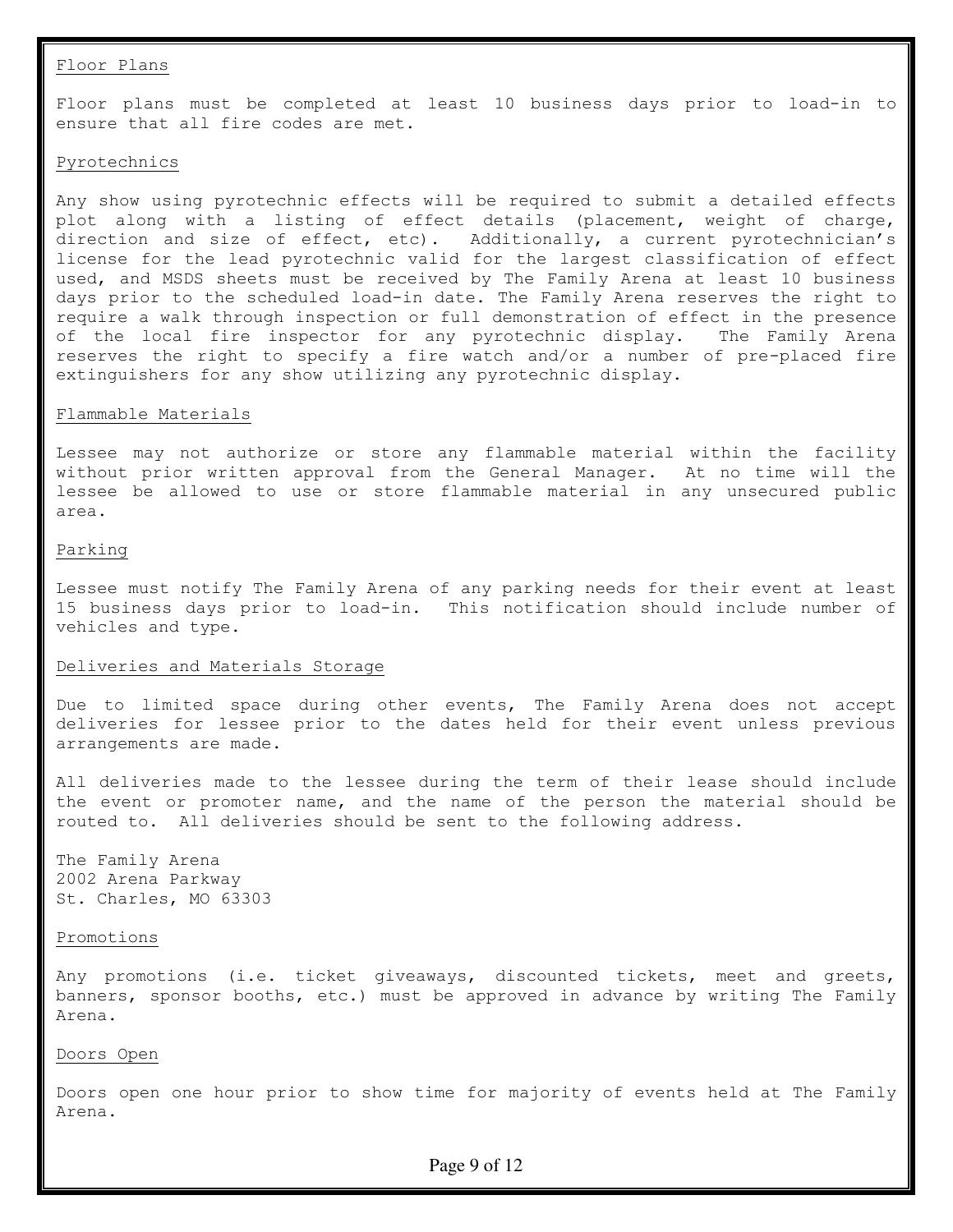## Floor Plans

Floor plans must be completed at least 10 business days prior to load-in to ensure that all fire codes are met.

## Pyrotechnics

Any show using pyrotechnic effects will be required to submit a detailed effects plot along with a listing of effect details (placement, weight of charge, direction and size of effect, etc). Additionally, a current pyrotechnician's license for the lead pyrotechnic valid for the largest classification of effect used, and MSDS sheets must be received by The Family Arena at least 10 business days prior to the scheduled load-in date. The Family Arena reserves the right to require a walk through inspection or full demonstration of effect in the presence of the local fire inspector for any pyrotechnic display. The Family Arena reserves the right to specify a fire watch and/or a number of pre-placed fire extinguishers for any show utilizing any pyrotechnic display.

## Flammable Materials

Lessee may not authorize or store any flammable material within the facility without prior written approval from the General Manager. At no time will the lessee be allowed to use or store flammable material in any unsecured public area.

## Parking

Lessee must notify The Family Arena of any parking needs for their event at least 15 business days prior to load-in. This notification should include number of vehicles and type.

## Deliveries and Materials Storage

Due to limited space during other events, The Family Arena does not accept deliveries for lessee prior to the dates held for their event unless previous arrangements are made.

All deliveries made to the lessee during the term of their lease should include the event or promoter name, and the name of the person the material should be routed to. All deliveries should be sent to the following address.

The Family Arena
2002 Arena Parkway
St. Charles, MO 63303

## Promotions

Any promotions (i.e. ticket giveaways, discounted tickets, meet and greets, banners, sponsor booths, etc.) must be approved in advance by writing The Family Arena.

## Doors Open

Doors open one hour prior to show time for majority of events held at The Family Arena.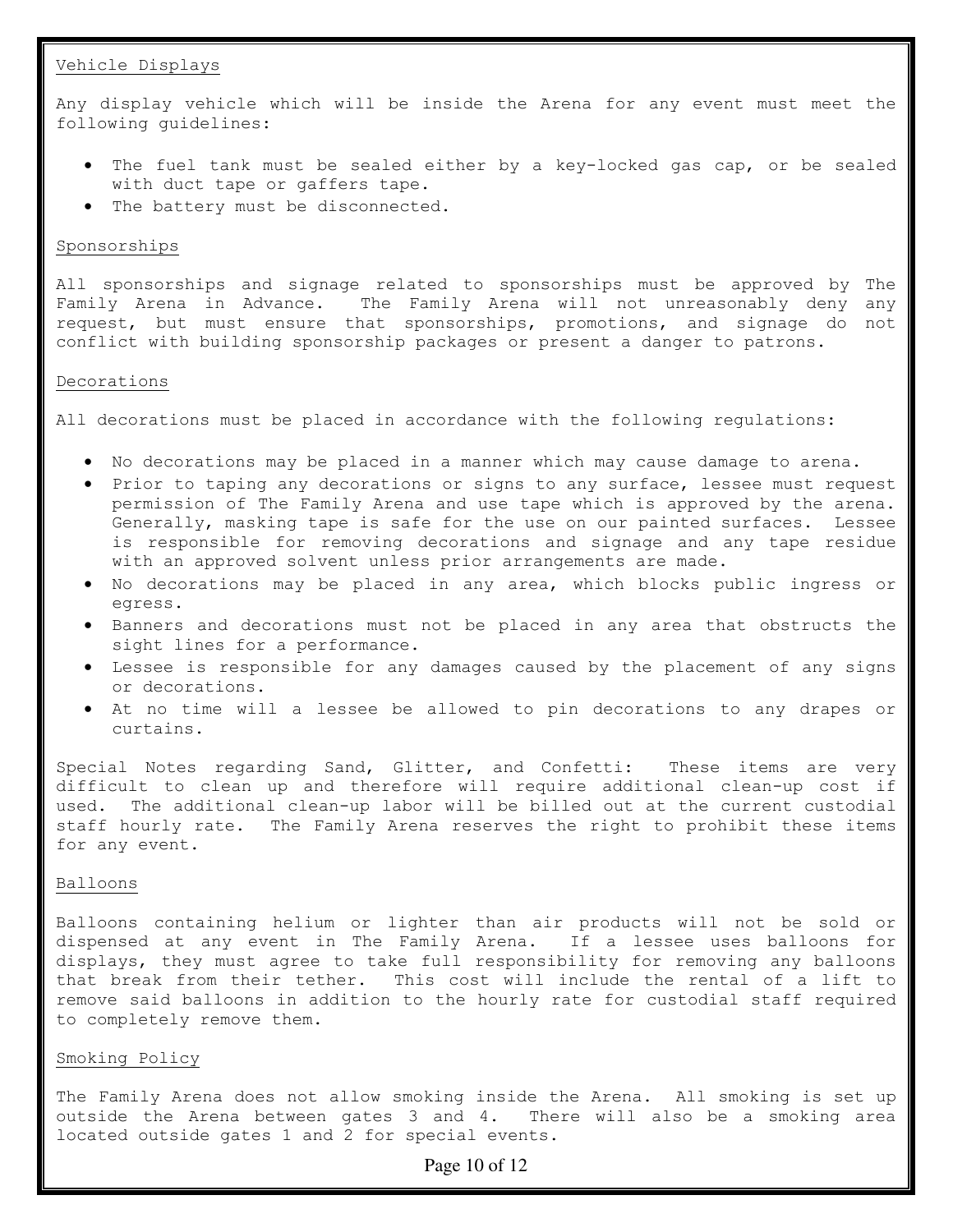## Vehicle Displays

Any display vehicle which will be inside the Arena for any event must meet the following guidelines:

- The fuel tank must be sealed either by a key-locked gas cap, or be sealed with duct tape or gaffers tape.
- The battery must be disconnected.

## Sponsorships

All sponsorships and signage related to sponsorships must be approved by The Family Arena in Advance. The Family Arena will not unreasonably deny any request, but must ensure that sponsorships, promotions, and signage do not conflict with building sponsorship packages or present a danger to patrons.

## Decorations

All decorations must be placed in accordance with the following regulations:

- No decorations may be placed in a manner which may cause damage to arena.
- Prior to taping any decorations or signs to any surface, lessee must request permission of The Family Arena and use tape which is approved by the arena. Generally, masking tape is safe for the use on our painted surfaces. Lessee is responsible for removing decorations and signage and any tape residue with an approved solvent unless prior arrangements are made.
- No decorations may be placed in any area, which blocks public ingress or egress.
- Banners and decorations must not be placed in any area that obstructs the sight lines for a performance.
- Lessee is responsible for any damages caused by the placement of any signs or decorations.
- At no time will a lessee be allowed to pin decorations to any drapes or curtains.

Special Notes regarding Sand, Glitter, and Confetti: These items are very difficult to clean up and therefore will require additional clean-up cost if used. The additional clean-up labor will be billed out at the current custodial staff hourly rate. The Family Arena reserves the right to prohibit these items for any event.

## Balloons

Balloons containing helium or lighter than air products will not be sold or dispensed at any event in The Family Arena. If a lessee uses balloons for displays, they must agree to take full responsibility for removing any balloons that break from their tether. This cost will include the rental of a lift to remove said balloons in addition to the hourly rate for custodial staff required to completely remove them.

## Smoking Policy

The Family Arena does not allow smoking inside the Arena. All smoking is set up outside the Arena between gates 3 and 4. There will also be a smoking area located outside gates 1 and 2 for special events.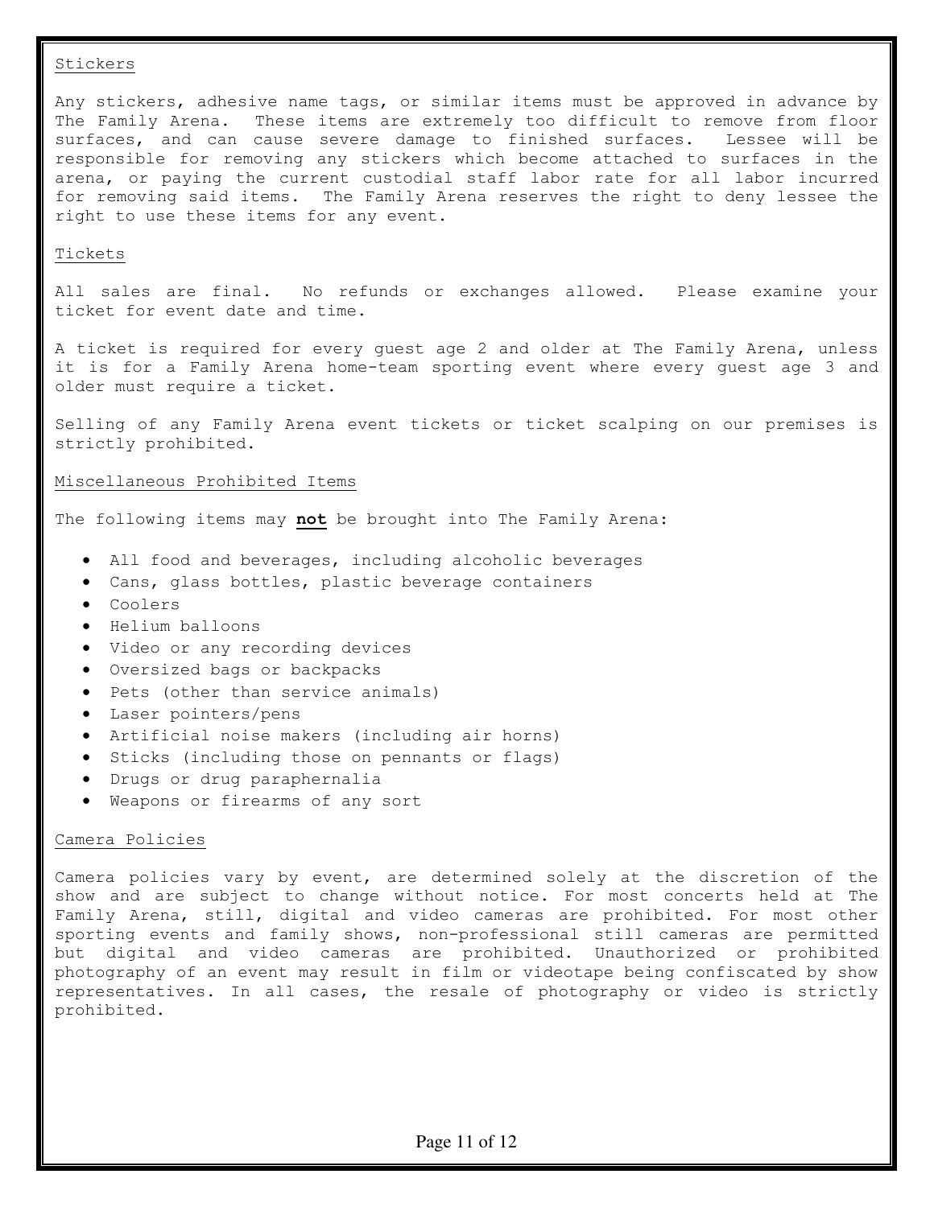## Stickers

Any stickers, adhesive name tags, or similar items must be approved in advance by The Family Arena. These items are extremely too difficult to remove from floor surfaces, and can cause severe damage to finished surfaces. Lessee will be responsible for removing any stickers which become attached to surfaces in the arena, or paying the current custodial staff labor rate for all labor incurred for removing said items. The Family Arena reserves the right to deny lessee the right to use these items for any event.

## Tickets

All sales are final. No refunds or exchanges allowed. Please examine your ticket for event date and time.

A ticket is required for every guest age 2 and older at The Family Arena, unless it is for a Family Arena home-team sporting event where every guest age 3 and older must require a ticket.

Selling of any Family Arena event tickets or ticket scalping on our premises is strictly prohibited.

## Miscellaneous Prohibited Items

The following items may **not** be brought into The Family Arena:

- All food and beverages, including alcoholic beverages
- Cans, glass bottles, plastic beverage containers
- Coolers
- Helium balloons
- Video or any recording devices
- Oversized bags or backpacks
- Pets (other than service animals)
- Laser pointers/pens
- Artificial noise makers (including air horns)
- Sticks (including those on pennants or flags)
- Drugs or drug paraphernalia
- Weapons or firearms of any sort

## Camera Policies

Camera policies vary by event, are determined solely at the discretion of the show and are subject to change without notice. For most concerts held at The Family Arena, still, digital and video cameras are prohibited. For most other sporting events and family shows, non-professional still cameras are permitted but digital and video cameras are prohibited. Unauthorized or prohibited photography of an event may result in film or videotape being confiscated by show representatives. In all cases, the resale of photography or video is strictly prohibited.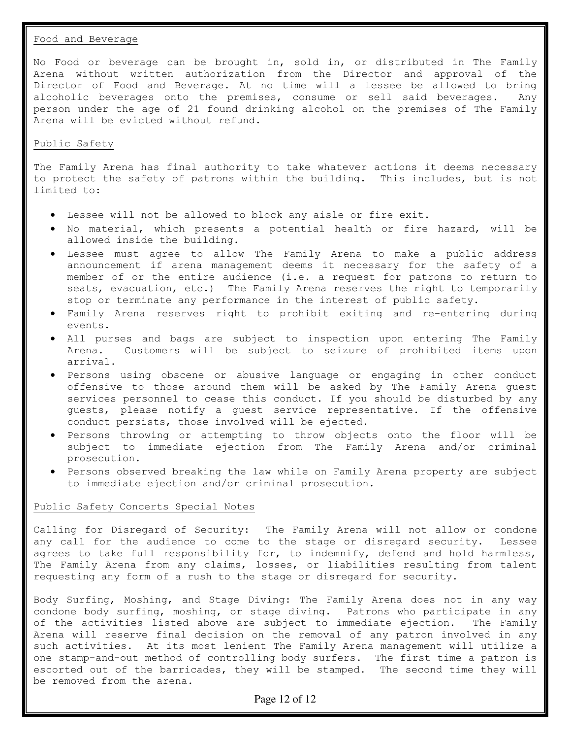## Food and Beverage

No Food or beverage can be brought in, sold in, or distributed in The Family Arena without written authorization from the Director and approval of the Director of Food and Beverage. At no time will a lessee be allowed to bring alcoholic beverages onto the premises, consume or sell said beverages. Any person under the age of 21 found drinking alcohol on the premises of The Family Arena will be evicted without refund.

## Public Safety

The Family Arena has final authority to take whatever actions it deems necessary to protect the safety of patrons within the building. This includes, but is not limited to:

- Lessee will not be allowed to block any aisle or fire exit.
- No material, which presents a potential health or fire hazard, will be allowed inside the building.
- Lessee must agree to allow The Family Arena to make a public address announcement if arena management deems it necessary for the safety of a member of or the entire audience (i.e. a request for patrons to return to seats, evacuation, etc.) The Family Arena reserves the right to temporarily stop or terminate any performance in the interest of public safety.
- Family Arena reserves right to prohibit exiting and re-entering during events.
- All purses and bags are subject to inspection upon entering The Family Arena. Customers will be subject to seizure of prohibited items upon arrival.
- Persons using obscene or abusive language or engaging in other conduct offensive to those around them will be asked by The Family Arena guest services personnel to cease this conduct. If you should be disturbed by any guests, please notify a guest service representative. If the offensive conduct persists, those involved will be ejected.
- Persons throwing or attempting to throw objects onto the floor will be subject to immediate ejection from The Family Arena and/or criminal prosecution.
- Persons observed breaking the law while on Family Arena property are subject to immediate ejection and/or criminal prosecution.

## Public Safety Concerts Special Notes

Calling for Disregard of Security: The Family Arena will not allow or condone any call for the audience to come to the stage or disregard security. Lessee agrees to take full responsibility for, to indemnify, defend and hold harmless, The Family Arena from any claims, losses, or liabilities resulting from talent requesting any form of a rush to the stage or disregard for security.

Body Surfing, Moshing, and Stage Diving: The Family Arena does not in any way condone body surfing, moshing, or stage diving. Patrons who participate in any of the activities listed above are subject to immediate ejection. The Family Arena will reserve final decision on the removal of any patron involved in any such activities. At its most lenient The Family Arena management will utilize a one stamp-and-out method of controlling body surfers. The first time a patron is escorted out of the barricades, they will be stamped. The second time they will be removed from the arena.